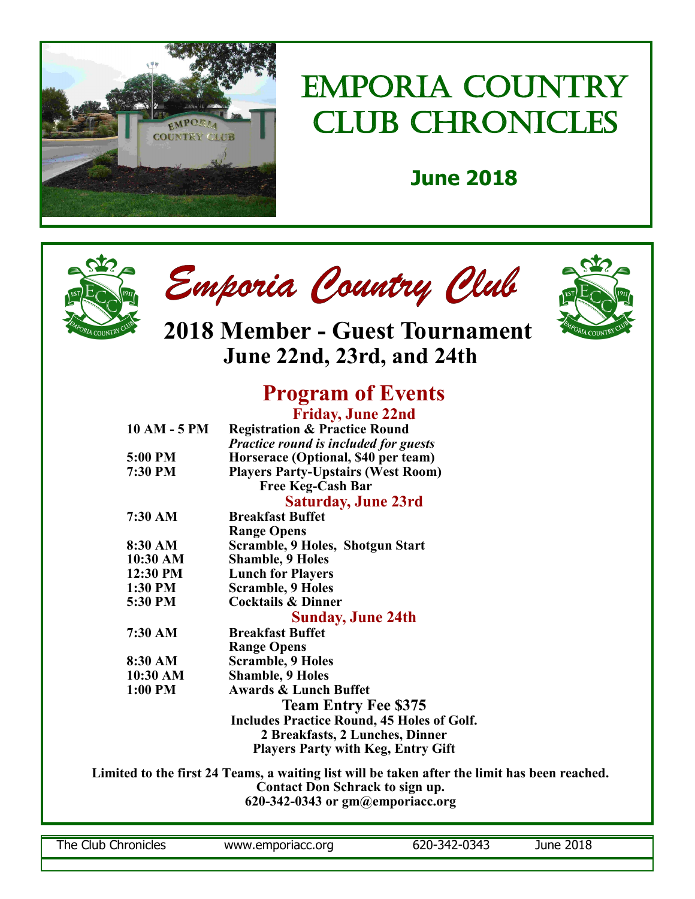# Emporia Country Club Chronicles

**June 2018**

## Emporia Country Club

## 2018 Member - Guest Tournament
## June 22nd, 23rd, and 24th

### Program of Events

**Friday, June 22nd**

| | |
|---|---|
| **10 AM - 5 PM** | **Registration & Practice Round** |
| | ***Practice round is included for guests*** |
| **5:00 PM** | **Horserace (Optional, $40 per team)** |
| **7:30 PM** | **Players Party-Upstairs (West Room)** |
| | **Free Keg-Cash Bar** |

**Saturday, June 23rd**

| | |
|---|---|
| **7:30 AM** | **Breakfast Buffet** |
| | **Range Opens** |
| **8:30 AM** | **Scramble, 9 Holes, Shotgun Start** |
| **10:30 AM** | **Shamble, 9 Holes** |
| **12:30 PM** | **Lunch for Players** |
| **1:30 PM** | **Scramble, 9 Holes** |
| **5:30 PM** | **Cocktails & Dinner** |

**Sunday, June 24th**

| | |
|---|---|
| **7:30 AM** | **Breakfast Buffet** |
| | **Range Opens** |
| **8:30 AM** | **Scramble, 9 Holes** |
| **10:30 AM** | **Shamble, 9 Holes** |
| **1:00 PM** | **Awards & Lunch Buffet** |

**Team Entry Fee $375**

**Includes Practice Round, 45 Holes of Golf.**
**2 Breakfasts, 2 Lunches, Dinner**
**Players Party with Keg, Entry Gift**

**Limited to the first 24 Teams, a waiting list will be taken after the limit has been reached.**
**Contact Don Schrack to sign up.**
**620-342-0343 or gm@emporiacc.org**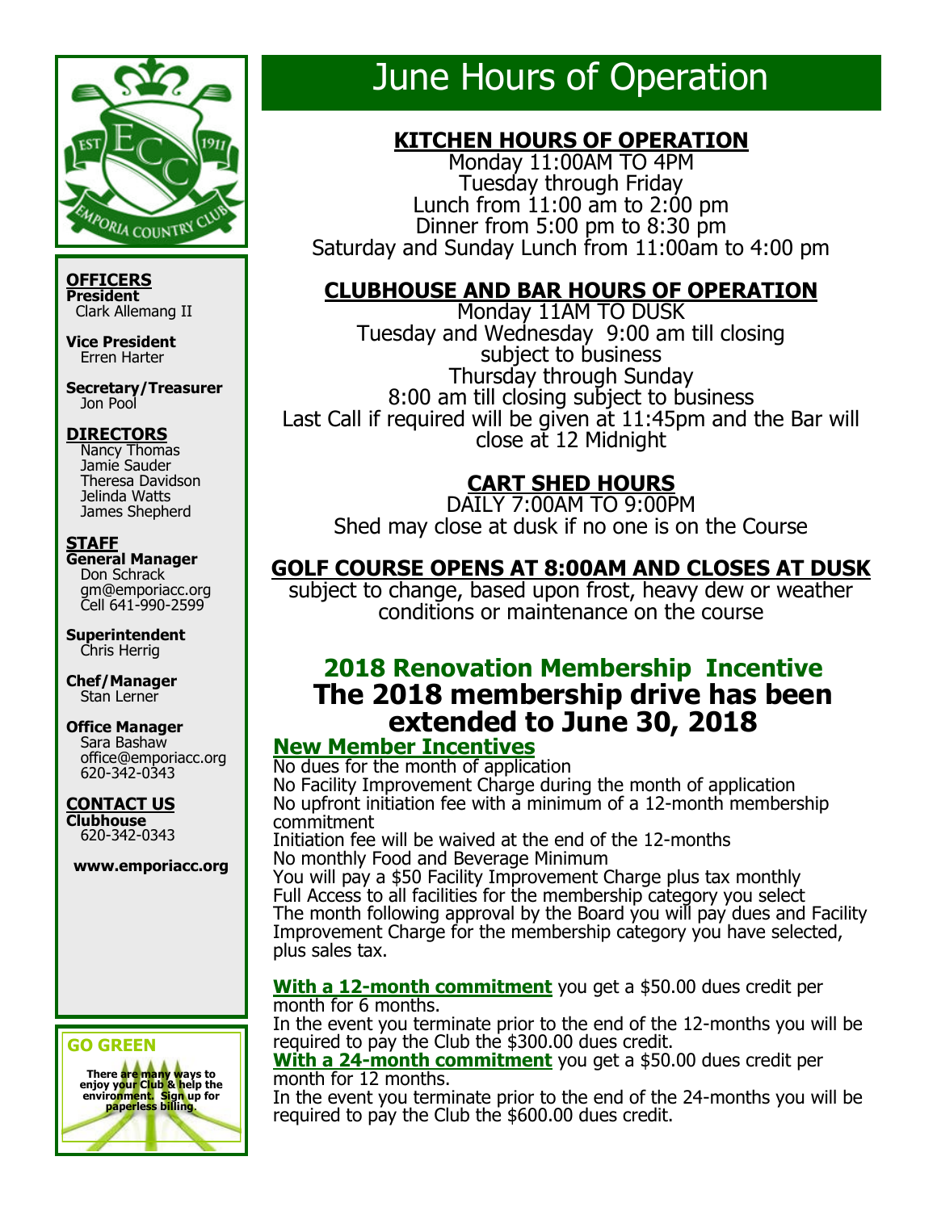OFFICERS

**President**
Clark Allemang II

**Vice President**
Erren Harter

**Secretary/Treasurer**
Jon Pool

**DIRECTORS**
Nancy Thomas
Jamie Sauder
Theresa Davidson
Jelinda Watts
James Shepherd

**STAFF**

**General Manager**
Don Schrack
gm@emporiacc.org
Cell 641-990-2599

**Superintendent**
Chris Herrig

**Chef/Manager**
Stan Lerner

**Office Manager**
Sara Bashaw
office@emporiacc.org
620-342-0343

**CONTACT US**

**Clubhouse**
620-342-0343

**www.emporiacc.org**

**GO GREEN**

There are many ways to enjoy your Club & help the environment. Sign up for paperless billing.

# June Hours of Operation

## KITCHEN HOURS OF OPERATION

Monday 11:00AM TO 4PM
Tuesday through Friday
Lunch from 11:00 am to 2:00 pm
Dinner from 5:00 pm to 8:30 pm
Saturday and Sunday Lunch from 11:00am to 4:00 pm

## CLUBHOUSE AND BAR HOURS OF OPERATION

Monday 11AM TO DUSK
Tuesday and Wednesday 9:00 am till closing subject to business
Thursday through Sunday
8:00 am till closing subject to business
Last Call if required will be given at 11:45pm and the Bar will close at 12 Midnight

## CART SHED HOURS

DAILY 7:00AM TO 9:00PM
Shed may close at dusk if no one is on the Course

## GOLF COURSE OPENS AT 8:00AM AND CLOSES AT DUSK

subject to change, based upon frost, heavy dew or weather conditions or maintenance on the course

## 2018 Renovation Membership Incentive

## The 2018 membership drive has been extended to June 30, 2018

### New Member Incentives

No dues for the month of application
No Facility Improvement Charge during the month of application
No upfront initiation fee with a minimum of a 12-month membership commitment
Initiation fee will be waived at the end of the 12-months
No monthly Food and Beverage Minimum
You will pay a $50 Facility Improvement Charge plus tax monthly
Full Access to all facilities for the membership category you select
The month following approval by the Board you will pay dues and Facility Improvement Charge for the membership category you have selected, plus sales tax.

**With a 12-month commitment** you get a $50.00 dues credit per month for 6 months.
In the event you terminate prior to the end of the 12-months you will be required to pay the Club the $300.00 dues credit.
**With a 24-month commitment** you get a $50.00 dues credit per month for 12 months.
In the event you terminate prior to the end of the 24-months you will be required to pay the Club the $600.00 dues credit.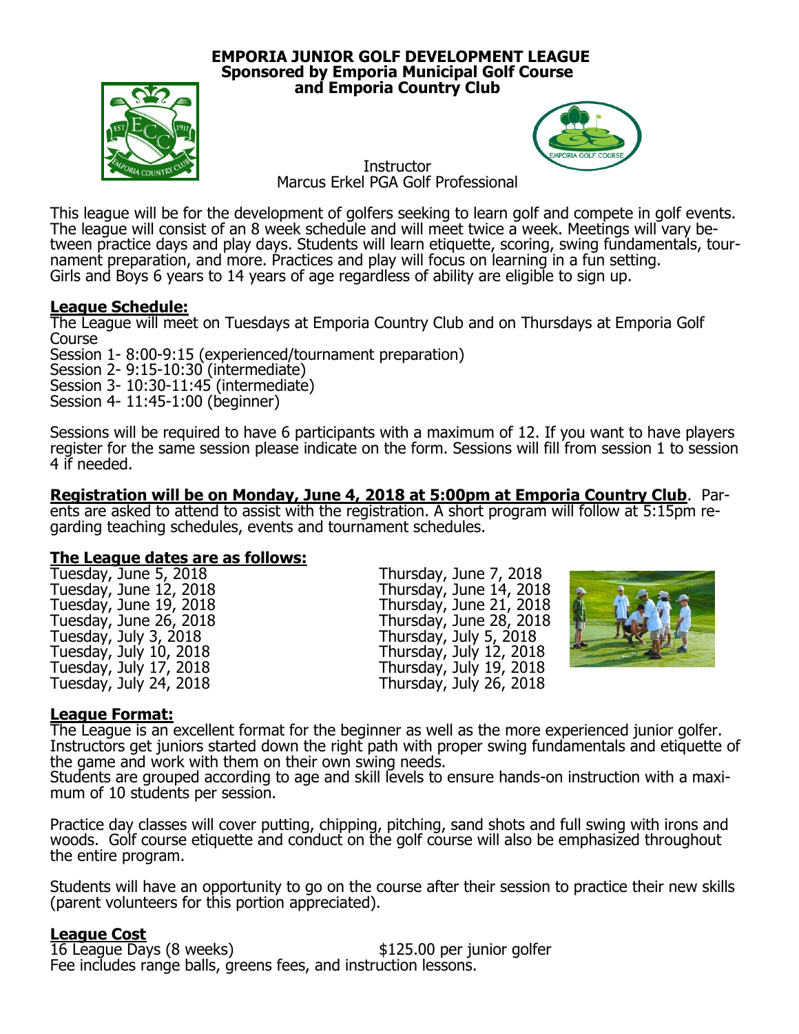**EMPORIA JUNIOR GOLF DEVELOPMENT LEAGUE**
**Sponsored by Emporia Municipal Golf Course and Emporia Country Club**

Instructor
Marcus Erkel PGA Golf Professional

This league will be for the development of golfers seeking to learn golf and compete in golf events. The league will consist of an 8 week schedule and will meet twice a week. Meetings will vary between practice days and play days. Students will learn etiquette, scoring, swing fundamentals, tournament preparation, and more. Practices and play will focus on learning in a fun setting.
Girls and Boys 6 years to 14 years of age regardless of ability are eligible to sign up.

**League Schedule:**

The League will meet on Tuesdays at Emporia Country Club and on Thursdays at Emporia Golf Course
Session 1- 8:00-9:15 (experienced/tournament preparation)
Session 2- 9:15-10:30 (intermediate)
Session 3- 10:30-11:45 (intermediate)
Session 4- 11:45-1:00 (beginner)

Sessions will be required to have 6 participants with a maximum of 12. If you want to have players register for the same session please indicate on the form. Sessions will fill from session 1 to session 4 if needed.

**Registration will be on Monday, June 4, 2018 at 5:00pm at Emporia Country Club**. Parents are asked to attend to assist with the registration. A short program will follow at 5:15pm regarding teaching schedules, events and tournament schedules.

**The League dates are as follows:**

| | |
|---|---|
| Tuesday, June 5, 2018 | Thursday, June 7, 2018 |
| Tuesday, June 12, 2018 | Thursday, June 14, 2018 |
| Tuesday, June 19, 2018 | Thursday, June 21, 2018 |
| Tuesday, June 26, 2018 | Thursday, June 28, 2018 |
| Tuesday, July 3, 2018 | Thursday, July 5, 2018 |
| Tuesday, July 10, 2018 | Thursday, July 12, 2018 |
| Tuesday, July 17, 2018 | Thursday, July 19, 2018 |
| Tuesday, July 24, 2018 | Thursday, July 26, 2018 |

**League Format:**

The League is an excellent format for the beginner as well as the more experienced junior golfer. Instructors get juniors started down the right path with proper swing fundamentals and etiquette of the game and work with them on their own swing needs.
Students are grouped according to age and skill levels to ensure hands-on instruction with a maximum of 10 students per session.

Practice day classes will cover putting, chipping, pitching, sand shots and full swing with irons and woods. Golf course etiquette and conduct on the golf course will also be emphasized throughout the entire program.

Students will have an opportunity to go on the course after their session to practice their new skills (parent volunteers for this portion appreciated).

**League Cost**

16 League Days (8 weeks) $125.00 per junior golfer
Fee includes range balls, greens fees, and instruction lessons.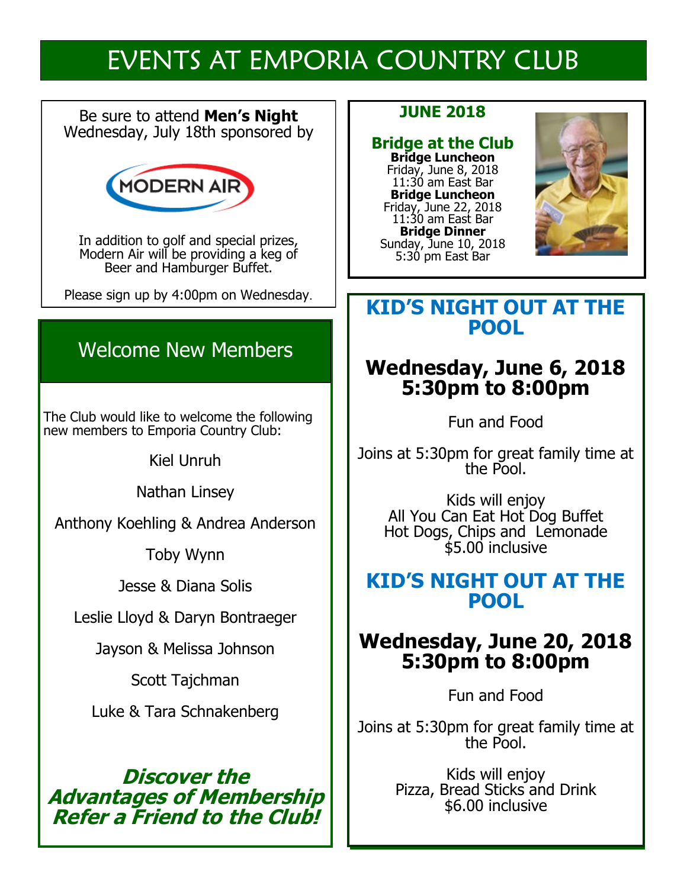# EVENTS AT EMPORIA COUNTRY CLUB

Be sure to attend **Men's Night** Wednesday, July 18th sponsored by

MODERN AIR

In addition to golf and special prizes, Modern Air will be providing a keg of Beer and Hamburger Buffet.

Please sign up by 4:00pm on Wednesday.

## Welcome New Members

The Club would like to welcome the following new members to Emporia Country Club:

Kiel Unruh

Nathan Linsey

Anthony Koehling & Andrea Anderson

Toby Wynn

Jesse & Diana Solis

Leslie Lloyd & Daryn Bontraeger

Jayson & Melissa Johnson

Scott Tajchman

Luke & Tara Schnakenberg

***Discover the Advantages of Membership Refer a Friend to the Club!***

**JUNE 2018**

## Bridge at the Club

**Bridge Luncheon**
Friday, June 8, 2018
11:30 am East Bar

**Bridge Luncheon**
Friday, June 22, 2018
11:30 am East Bar

**Bridge Dinner**
Sunday, June 10, 2018
5:30 pm East Bar

## KID'S NIGHT OUT AT THE POOL

### Wednesday, June 6, 2018 5:30pm to 8:00pm

Fun and Food

Joins at 5:30pm for great family time at the Pool.

Kids will enjoy
All You Can Eat Hot Dog Buffet
Hot Dogs, Chips and Lemonade
$5.00 inclusive

## KID'S NIGHT OUT AT THE POOL

### Wednesday, June 20, 2018 5:30pm to 8:00pm

Fun and Food

Joins at 5:30pm for great family time at the Pool.

Kids will enjoy
Pizza, Bread Sticks and Drink
$6.00 inclusive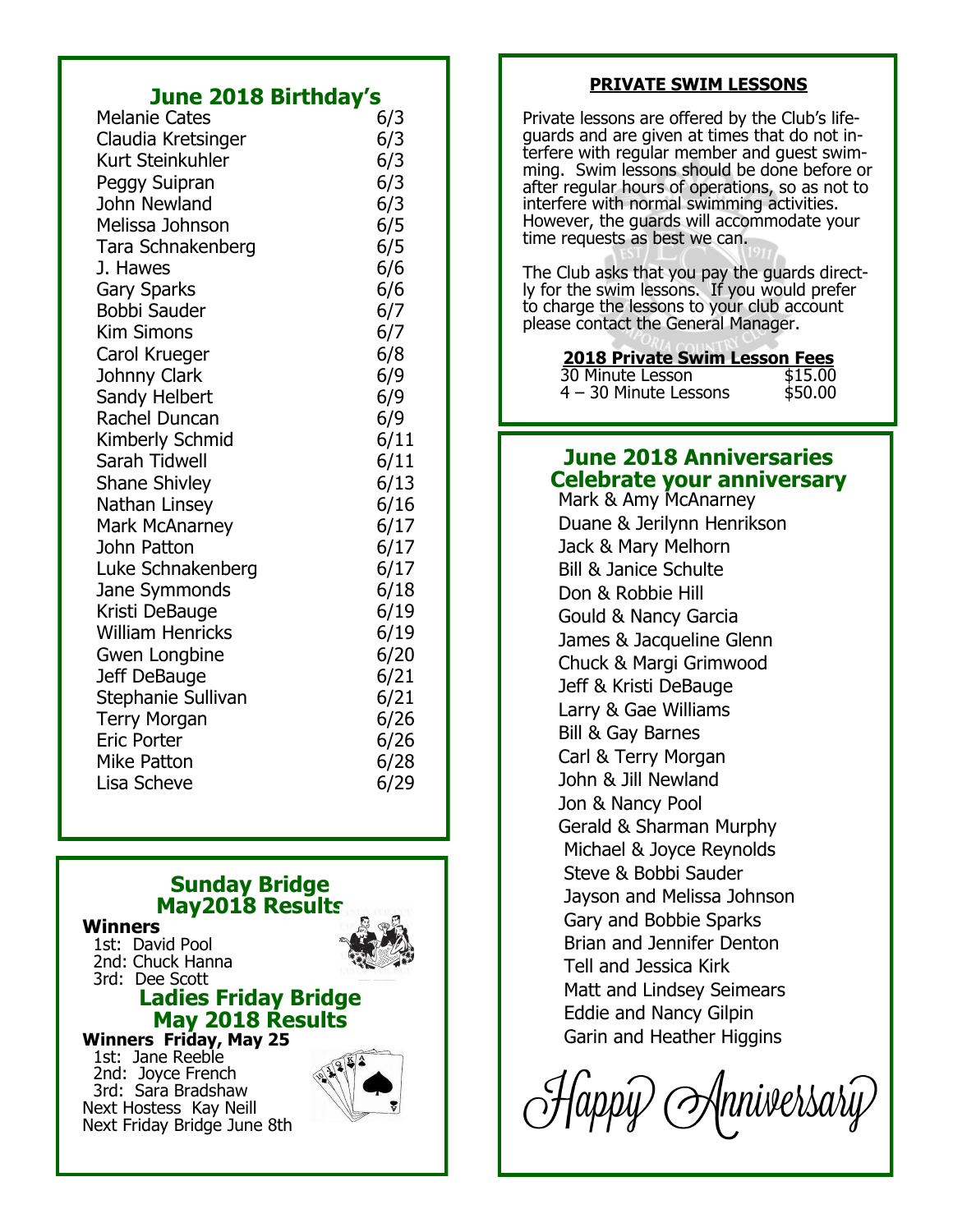## June 2018 Birthday's

| Name | Date |
|---|---|
| Melanie Cates | 6/3 |
| Claudia Kretsinger | 6/3 |
| Kurt Steinkuhler | 6/3 |
| Peggy Suipran | 6/3 |
| John Newland | 6/3 |
| Melissa Johnson | 6/5 |
| Tara Schnakenberg | 6/5 |
| J. Hawes | 6/6 |
| Gary Sparks | 6/6 |
| Bobbi Sauder | 6/7 |
| Kim Simons | 6/7 |
| Carol Krueger | 6/8 |
| Johnny Clark | 6/9 |
| Sandy Helbert | 6/9 |
| Rachel Duncan | 6/9 |
| Kimberly Schmid | 6/11 |
| Sarah Tidwell | 6/11 |
| Shane Shivley | 6/13 |
| Nathan Linsey | 6/16 |
| Mark McAnarney | 6/17 |
| John Patton | 6/17 |
| Luke Schnakenberg | 6/17 |
| Jane Symmonds | 6/18 |
| Kristi DeBauge | 6/19 |
| William Henricks | 6/19 |
| Gwen Longbine | 6/20 |
| Jeff DeBauge | 6/21 |
| Stephanie Sullivan | 6/21 |
| Terry Morgan | 6/26 |
| Eric Porter | 6/26 |
| Mike Patton | 6/28 |
| Lisa Scheve | 6/29 |

## Sunday Bridge May2018 Results

**Winners**

1st: David Pool
2nd: Chuck Hanna
3rd: Dee Scott

## Ladies Friday Bridge May 2018 Results

**Winners Friday, May 25**

1st: Jane Reeble
2nd: Joyce French
3rd: Sara Bradshaw

Next Hostess Kay Neill
Next Friday Bridge June 8th

## PRIVATE SWIM LESSONS

Private lessons are offered by the Club's lifeguards and are given at times that do not interfere with regular member and guest swimming. Swim lessons should be done before or after regular hours of operations, so as not to interfere with normal swimming activities. However, the guards will accommodate your time requests as best we can.

The Club asks that you pay the guards directly for the swim lessons. If you would prefer to charge the lessons to your club account please contact the General Manager.

**2018 Private Swim Lesson Fees**

| Lesson | Fee |
|---|---|
| 30 Minute Lesson | $15.00 |
| 4 – 30 Minute Lessons | $50.00 |

## June 2018 Anniversaries
## Celebrate your anniversary

Mark & Amy McAnarney
Duane & Jerilynn Henrikson
Jack & Mary Melhorn
Bill & Janice Schulte
Don & Robbie Hill
Gould & Nancy Garcia
James & Jacqueline Glenn
Chuck & Margi Grimwood
Jeff & Kristi DeBauge
Larry & Gae Williams
Bill & Gay Barnes
Carl & Terry Morgan
John & Jill Newland
Jon & Nancy Pool
Gerald & Sharman Murphy
Michael & Joyce Reynolds
Steve & Bobbi Sauder
Jayson and Melissa Johnson
Gary and Bobbie Sparks
Brian and Jennifer Denton
Tell and Jessica Kirk
Matt and Lindsey Seimears
Eddie and Nancy Gilpin
Garin and Heather Higgins

*Happy Anniversary*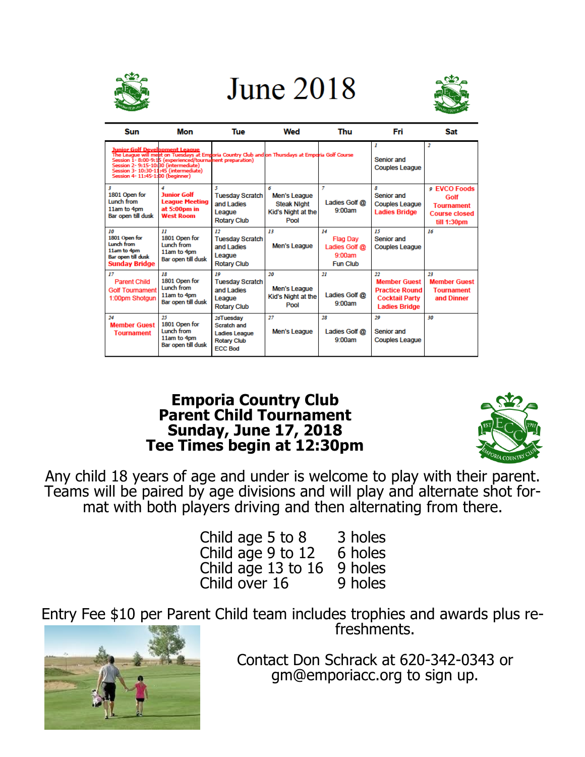# June 2018

| Sun | Mon | Tue | Wed | Thu | Fri | Sat |
|---|---|---|---|---|---|---|
| Junior Golf Development League<br>The League will meet on Tuesdays at Emporia Country Club and on Thursdays at Emporia Golf Course<br>Session 1- 8:00-9:15 (experienced/tournament preparation)<br>Session 2- 9:15-10:30 (intermediate)<br>Session 3- 10:30-11:45 (intermediate)<br>Session 4- 11:45-1:00 (beginner) | | | | | 1<br>Senior and Couples League | 2 |
| 3<br>1801 Open for Lunch from 11am to 4pm<br>Bar open till dusk | 4<br>**Junior Golf League Meeting at 5:00pm in West Room** | 5<br>Tuesday Scratch and Ladies League<br>Rotary Club | 6<br>Men's League<br>Steak Night<br>Kid's Night at the Pool | 7<br>Ladies Golf @ 9:00am | 8<br>Senior and Couples League<br>Ladies Bridge | 9 **EVCO Foods Golf Tournament Course closed till 1:30pm** |
| 10<br>1801 Open for Lunch from 11am to 4pm<br>Bar open till dusk<br>Sunday Bridge | 11<br>1801 Open for Lunch from 11am to 4pm<br>Bar open till dusk | 12<br>Tuesday Scratch and Ladies League<br>Rotary Club | 13<br>Men's League | 14<br>Flag Day<br>Ladies Golf @ 9:00am<br>Fun Club | 15<br>Senior and Couples League | 16 |
| 17<br>Parent Child Golf Tournament 1:00pm Shotgun | 18<br>1801 Open for Lunch from 11am to 4pm<br>Bar open till dusk | 19<br>Tuesday Scratch and Ladies League<br>Rotary Club | 20<br>Men's League<br>Kid's Night at the Pool | 21<br>Ladies Golf @ 9:00am | 22<br>**Member Guest Practice Round Cocktail Party Ladies Bridge** | 23<br>**Member Guest Tournament and Dinner** |
| 24<br>**Member Guest Tournament** | 25<br>1801 Open for Lunch from 11am to 4pm<br>Bar open till dusk | 26 Tuesday Scratch and Ladies League<br>Rotary Club<br>ECC Bod | 27<br>Men's League | 28<br>Ladies Golf @ 9:00am | 29<br>Senior and Couples League | 30 |

## Emporia Country Club
## Parent Child Tournament
## Sunday, June 17, 2018
## Tee Times begin at 12:30pm

Any child 18 years of age and under is welcome to play with their parent. Teams will be paired by age divisions and will play and alternate shot format with both players driving and then alternating from there.

| | |
|---|---|
| Child age 5 to 8 | 3 holes |
| Child age 9 to 12 | 6 holes |
| Child age 13 to 16 | 9 holes |
| Child over 16 | 9 holes |

Entry Fee $10 per Parent Child team includes trophies and awards plus refreshments.

Contact Don Schrack at 620-342-0343 or gm@emporiacc.org to sign up.